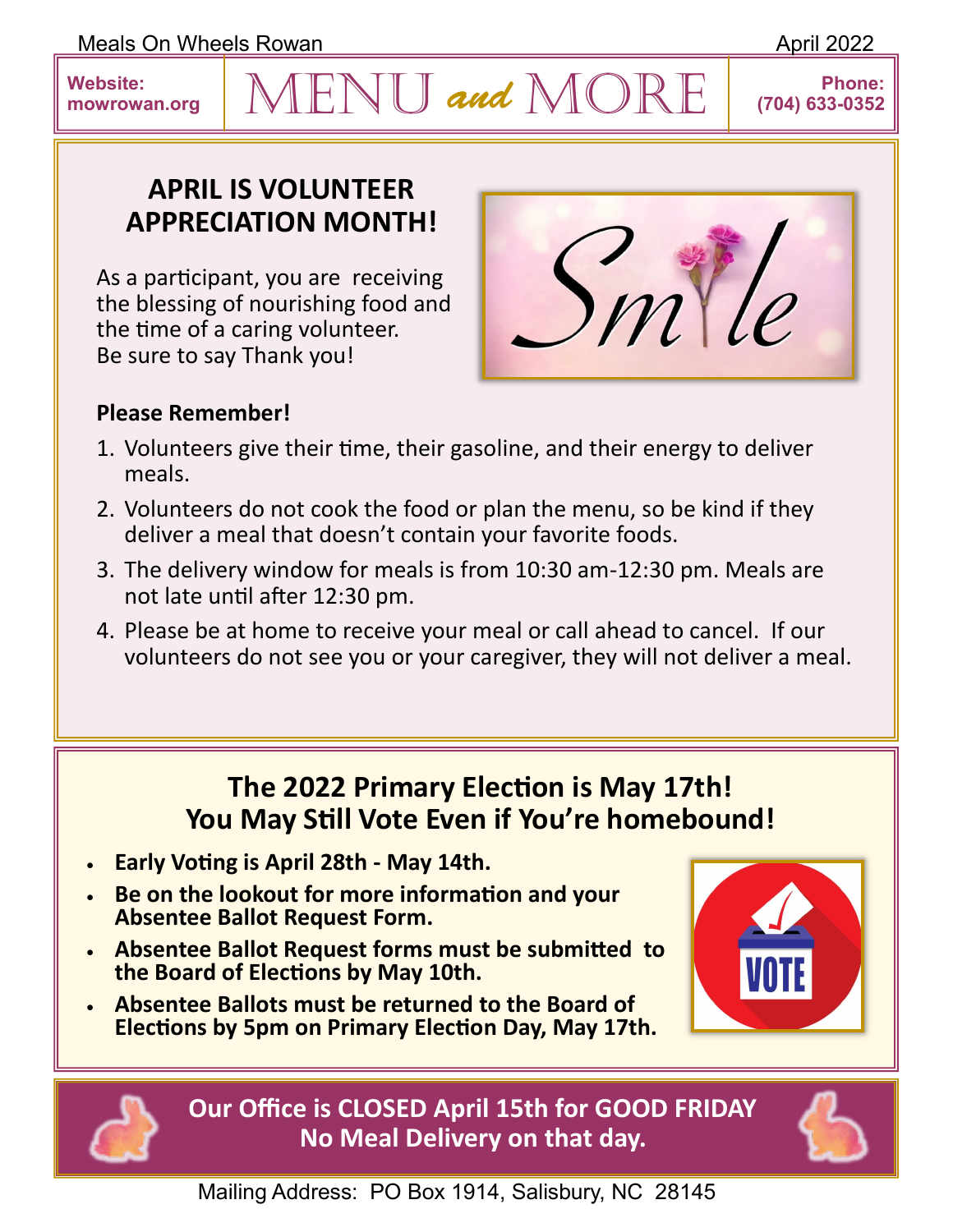Meals On Wheels Rowan — April 2022

Website: mowrowan.org

# MENU and MORE

Phone: (704) 633-0352

## APRIL IS VOLUNTEER APPRECIATION MONTH!

As a participant, you are receiving the blessing of nourishing food and the time of a caring volunteer. Be sure to say Thank you!

**Please Remember!**

1. Volunteers give their time, their gasoline, and their energy to deliver meals.
2. Volunteers do not cook the food or plan the menu, so be kind if they deliver a meal that doesn't contain your favorite foods.
3. The delivery window for meals is from 10:30 am-12:30 pm. Meals are not late until after 12:30 pm.
4. Please be at home to receive your meal or call ahead to cancel. If our volunteers do not see you or your caregiver, they will not deliver a meal.

## The 2022 Primary Election is May 17th! You May Still Vote Even if You're homebound!

- **Early Voting is April 28th - May 14th.**
- **Be on the lookout for more information and your Absentee Ballot Request Form.**
- **Absentee Ballot Request forms must be submitted to the Board of Elections by May 10th.**
- **Absentee Ballots must be returned to the Board of Elections by 5pm on Primary Election Day, May 17th.**

**Our Office is CLOSED April 15th for GOOD FRIDAY**
**No Meal Delivery on that day.**

Mailing Address: PO Box 1914, Salisbury, NC 28145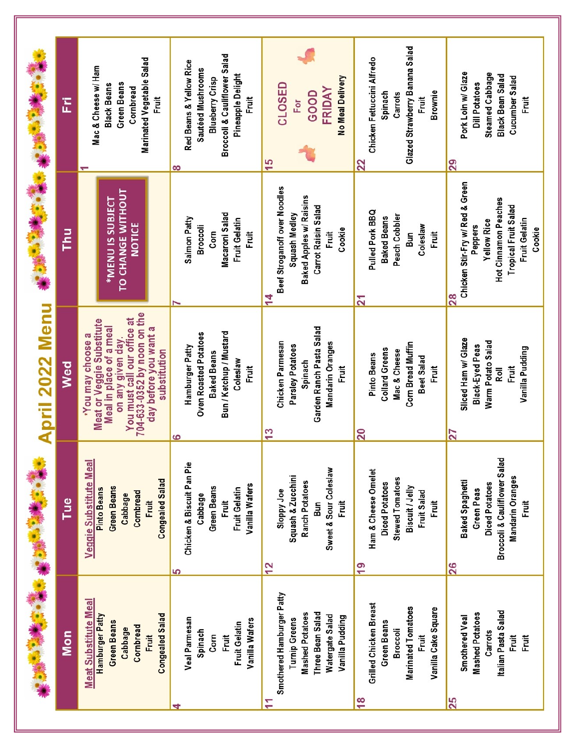# April 2022 Menu

| Mon | Tue | Wed | Thu | Fri |
| --- | --- | --- | --- | --- |
| **Meat Substitute Meal**<br>Hamburger Patty<br>Green Beans<br>Cabbage<br>Cornbread<br>Fruit<br>Congealed Salad | **Veggie Substitute Meal**<br>Pinto Beans<br>Green Beans<br>Cabbage<br>Cornbread<br>Fruit<br>Congealed Salad | *You may choose a Meat or Veggie Substitute Meal in place of a meal on any given day.<br>You must call our office at 704-633-0352 by noon on the day before you want a substitution | *MENU IS SUBJECT TO CHANGE WITHOUT NOTICE | 1<br>Mac & Cheese w/ Ham<br>Black Beans<br>Green Beans<br>Cornbread<br>Marinated Vegetable Salad<br>Fruit |
| 4<br>Veal Parmesan<br>Spinach<br>Corn<br>Fruit<br>Fruit Gelatin<br>Vanilla Wafers | 5<br>Chicken & Biscuit Pan Pie<br>Cabbage<br>Green Beans<br>Fruit<br>Fruit Gelatin<br>Vanilla Wafers | 6<br>Hamburger Patty<br>Oven Roasted Potatoes<br>Baked Beans<br>Bun / Ketchup / Mustard<br>Coleslaw<br>Fruit | 7<br>Salmon Patty<br>Broccoli<br>Corn<br>Macaroni Salad<br>Fruit Gelatin<br>Fruit | 8<br>Red Beans & Yellow Rice<br>Sautéed Mushrooms<br>Blueberry Crisp<br>Broccoli & Cauliflower Salad<br>Pineapple Delight<br>Fruit |
| 11<br>Smothered Hamburger Patty<br>Turnip Greens<br>Mashed Potatoes<br>Three Bean Salad<br>Watergate Salad<br>Vanilla Pudding | 12<br>Sloppy Joe<br>Squash & Zucchini<br>Ranch Potatoes<br>Bun<br>Sweet & Sour Coleslaw<br>Fruit | 13<br>Chicken Parmesan<br>Parsley Potatoes<br>Spinach<br>Garden Ranch Pasta Salad<br>Mandarin Oranges<br>Fruit | 14<br>Beef Stroganoff over Noodles<br>Squash Medley<br>Baked Apples w/ Raisins<br>Carrot Raisin Salad<br>Fruit<br>Cookie | 15<br>CLOSED For GOOD FRIDAY<br>No Meal Delivery |
| 18<br>Grilled Chicken Breast<br>Green Beans<br>Broccoli<br>Marinated Tomatoes<br>Fruit<br>Vanilla Cake Square | 19<br>Ham & Cheese Omelet<br>Diced Potatoes<br>Stewed Tomatoes<br>Biscuit / Jelly<br>Fruit Salad<br>Fruit | 20<br>Pinto Beans<br>Collard Greens<br>Mac & Cheese<br>Corn Bread Muffin<br>Beet Salad<br>Fruit | 21<br>Pulled Pork BBQ<br>Baked Beans<br>Peach Cobbler<br>Bun<br>Coleslaw<br>Fruit | 22<br>Chicken Fettuccini Alfredo<br>Spinach<br>Carrots<br>Glazed Strawberry Banana Salad<br>Fruit<br>Brownie |
| 25<br>Smothered Veal<br>Mashed Potatoes<br>Carrots<br>Italian Pasta Salad<br>Fruit<br>Fruit | 26<br>Baked Spaghetti<br>Green Peas<br>Diced Potatoes<br>Broccoli & Cauliflower Salad<br>Mandarin Oranges<br>Fruit | 27<br>Sliced Ham w/ Glaze<br>Black-Eyed Peas<br>Warm Potato Salad<br>Roll<br>Fruit<br>Vanilla Pudding | 28<br>Chicken Stir-Fry w/ Red & Green Peppers<br>Yellow Rice<br>Hot Cinnamon Peaches<br>Tropical Fruit Salad<br>Fruit Gelatin<br>Cookie | 29<br>Pork Loin w/ Glaze<br>Dill Potatoes<br>Steamed Cabbage<br>Black Bean Salad<br>Cucumber Salad<br>Fruit |